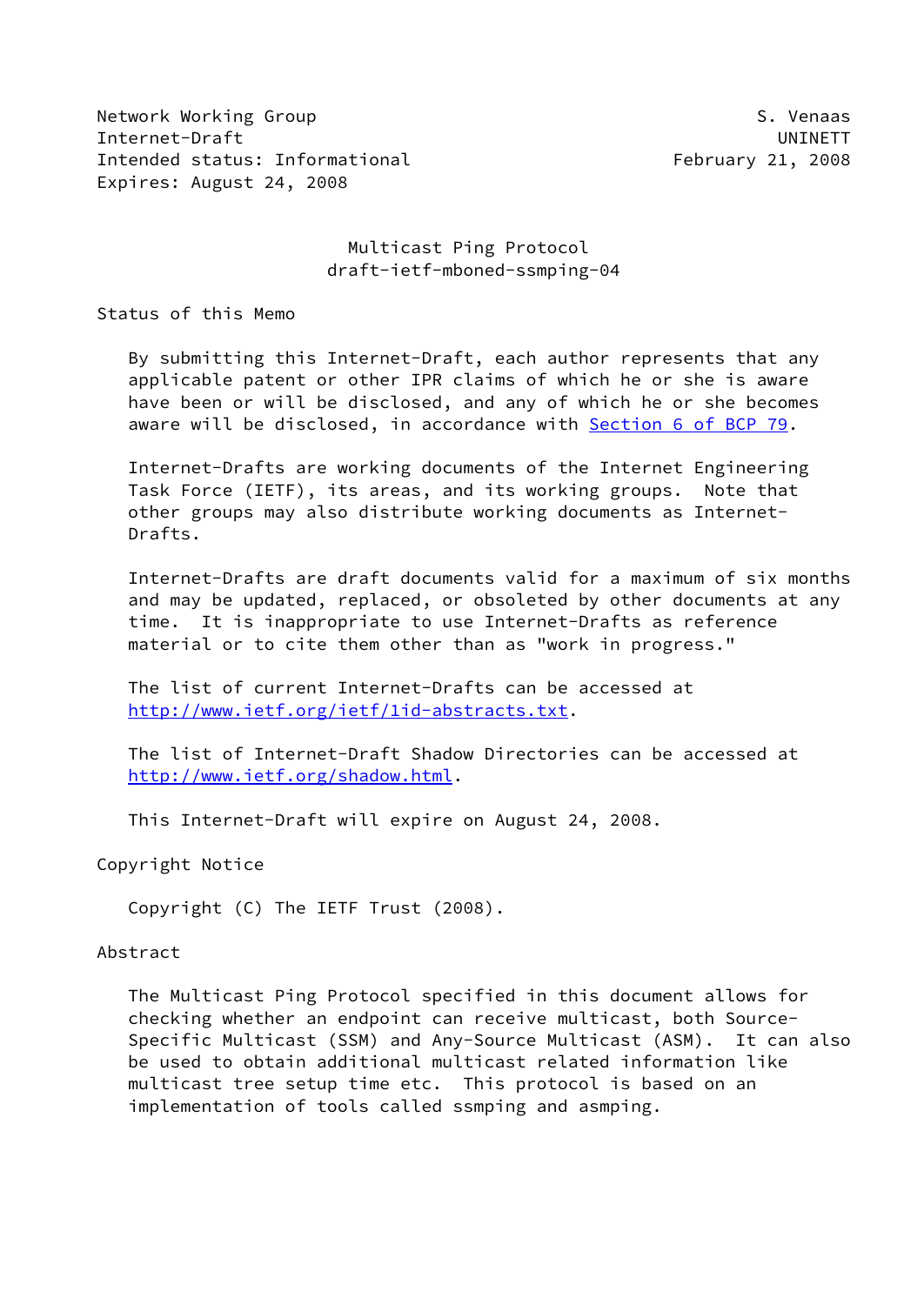Network Working Group S. Venaas
Internet-Draft UNINETT
Intended status: Informational February 21, 2008
Expires: August 24, 2008

# Multicast Ping Protocol
## draft-ietf-mboned-ssmping-04

### Status of this Memo

By submitting this Internet-Draft, each author represents that any applicable patent or other IPR claims of which he or she is aware have been or will be disclosed, and any of which he or she becomes aware will be disclosed, in accordance with Section 6 of BCP 79.

Internet-Drafts are working documents of the Internet Engineering Task Force (IETF), its areas, and its working groups. Note that other groups may also distribute working documents as Internet-Drafts.

Internet-Drafts are draft documents valid for a maximum of six months and may be updated, replaced, or obsoleted by other documents at any time. It is inappropriate to use Internet-Drafts as reference material or to cite them other than as "work in progress."

The list of current Internet-Drafts can be accessed at http://www.ietf.org/ietf/1id-abstracts.txt.

The list of Internet-Draft Shadow Directories can be accessed at http://www.ietf.org/shadow.html.

This Internet-Draft will expire on August 24, 2008.

### Copyright Notice

Copyright (C) The IETF Trust (2008).

### Abstract

The Multicast Ping Protocol specified in this document allows for checking whether an endpoint can receive multicast, both Source-Specific Multicast (SSM) and Any-Source Multicast (ASM). It can also be used to obtain additional multicast related information like multicast tree setup time etc. This protocol is based on an implementation of tools called ssmping and asmping.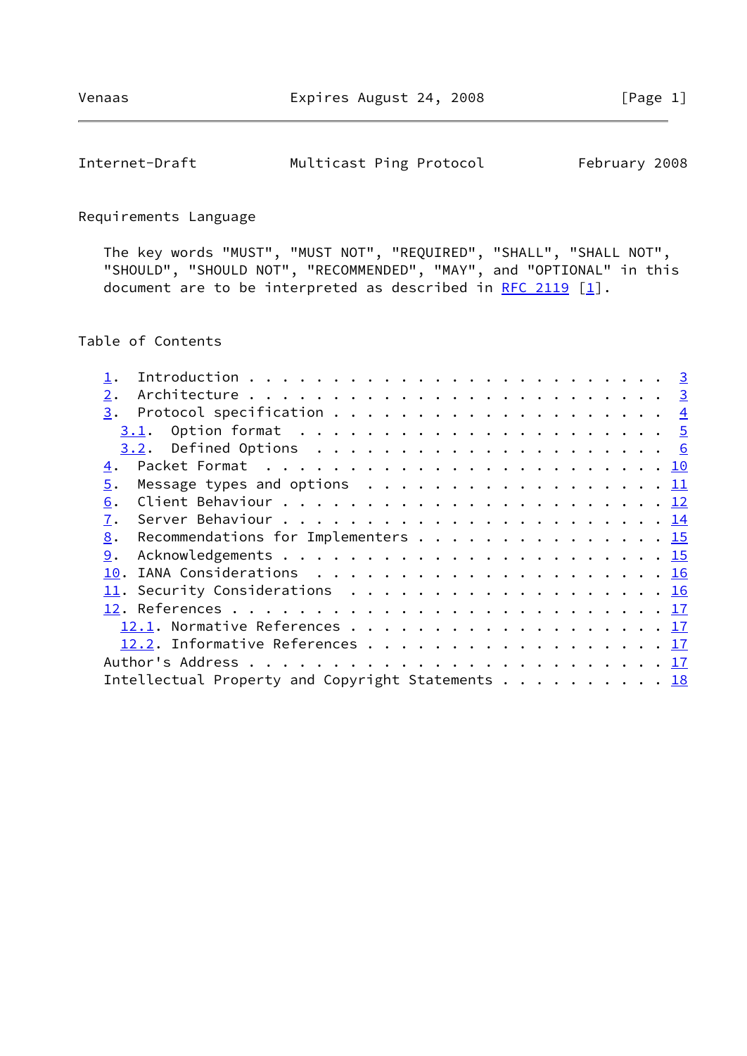Requirements Language

The key words "MUST", "MUST NOT", "REQUIRED", "SHALL", "SHALL NOT", "SHOULD", "SHOULD NOT", "RECOMMENDED", "MAY", and "OPTIONAL" in this document are to be interpreted as described in RFC 2119 [1].

Table of Contents

```
   1.  Introduction . . . . . . . . . . . . . . . . . . . . . . . . .  3
   2.  Architecture . . . . . . . . . . . . . . . . . . . . . . . . .  3
   3.  Protocol specification . . . . . . . . . . . . . . . . . . . .  4
     3.1.  Option format  . . . . . . . . . . . . . . . . . . . . . .  5
     3.2.  Defined Options  . . . . . . . . . . . . . . . . . . . . .  6
   4.  Packet Format  . . . . . . . . . . . . . . . . . . . . . . . . 10
   5.  Message types and options  . . . . . . . . . . . . . . . . . . 11
   6.  Client Behaviour . . . . . . . . . . . . . . . . . . . . . . . 12
   7.  Server Behaviour . . . . . . . . . . . . . . . . . . . . . . . 14
   8.  Recommendations for Implementers . . . . . . . . . . . . . . . 15
   9.  Acknowledgements . . . . . . . . . . . . . . . . . . . . . . . 15
   10. IANA Considerations  . . . . . . . . . . . . . . . . . . . . . 16
   11. Security Considerations  . . . . . . . . . . . . . . . . . . . 16
   12. References . . . . . . . . . . . . . . . . . . . . . . . . . . 17
     12.1. Normative References . . . . . . . . . . . . . . . . . . . 17
     12.2. Informative References . . . . . . . . . . . . . . . . . . 17
   Author's Address . . . . . . . . . . . . . . . . . . . . . . . . . 17
   Intellectual Property and Copyright Statements . . . . . . . . . . 18
```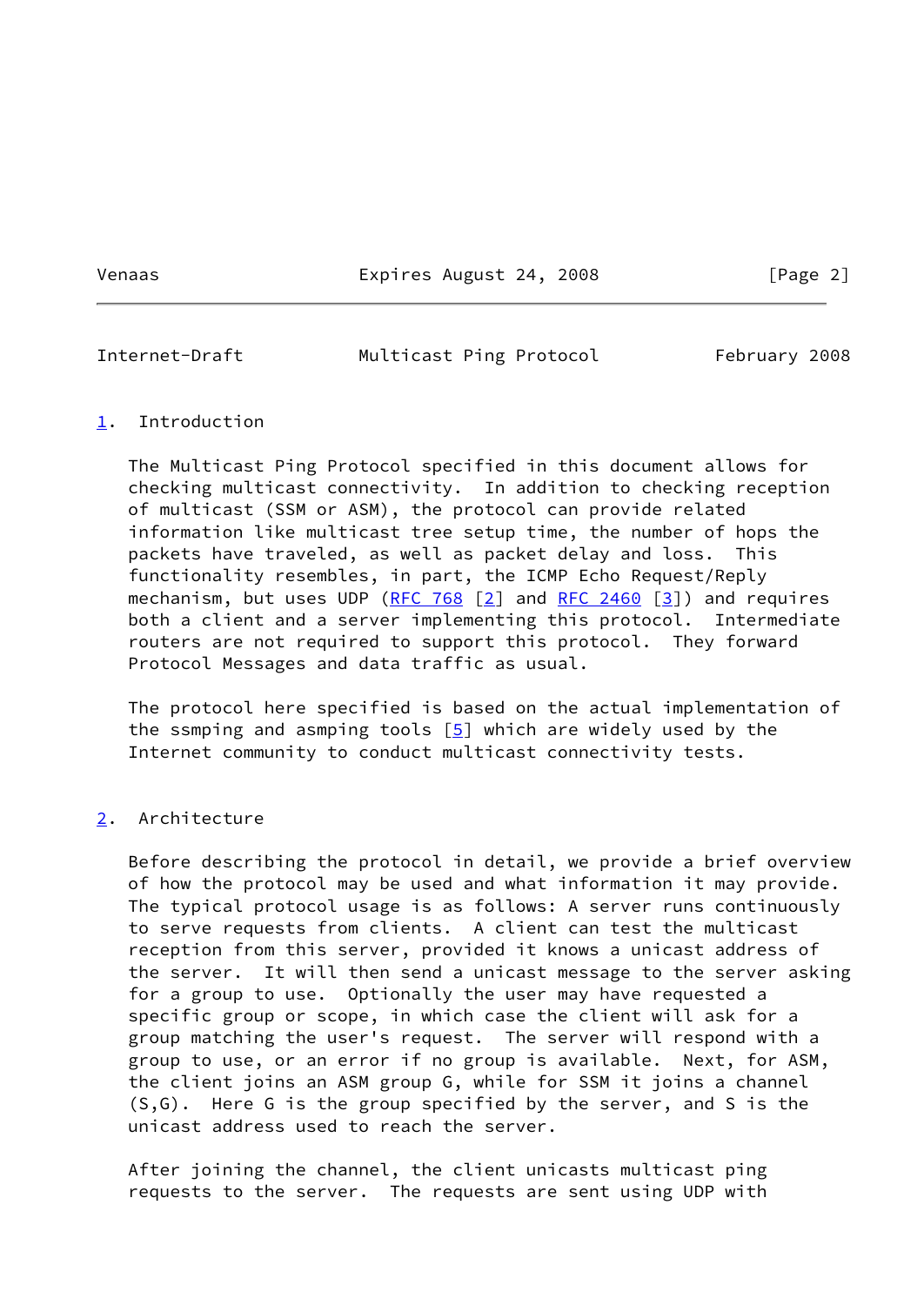## 1. Introduction

The Multicast Ping Protocol specified in this document allows for checking multicast connectivity. In addition to checking reception of multicast (SSM or ASM), the protocol can provide related information like multicast tree setup time, the number of hops the packets have traveled, as well as packet delay and loss. This functionality resembles, in part, the ICMP Echo Request/Reply mechanism, but uses UDP (RFC 768 [2] and RFC 2460 [3]) and requires both a client and a server implementing this protocol. Intermediate routers are not required to support this protocol. They forward Protocol Messages and data traffic as usual.

The protocol here specified is based on the actual implementation of the ssmping and asmping tools [5] which are widely used by the Internet community to conduct multicast connectivity tests.

## 2. Architecture

Before describing the protocol in detail, we provide a brief overview of how the protocol may be used and what information it may provide. The typical protocol usage is as follows: A server runs continuously to serve requests from clients. A client can test the multicast reception from this server, provided it knows a unicast address of the server. It will then send a unicast message to the server asking for a group to use. Optionally the user may have requested a specific group or scope, in which case the client will ask for a group matching the user's request. The server will respond with a group to use, or an error if no group is available. Next, for ASM, the client joins an ASM group G, while for SSM it joins a channel (S,G). Here G is the group specified by the server, and S is the unicast address used to reach the server.

After joining the channel, the client unicasts multicast ping requests to the server. The requests are sent using UDP with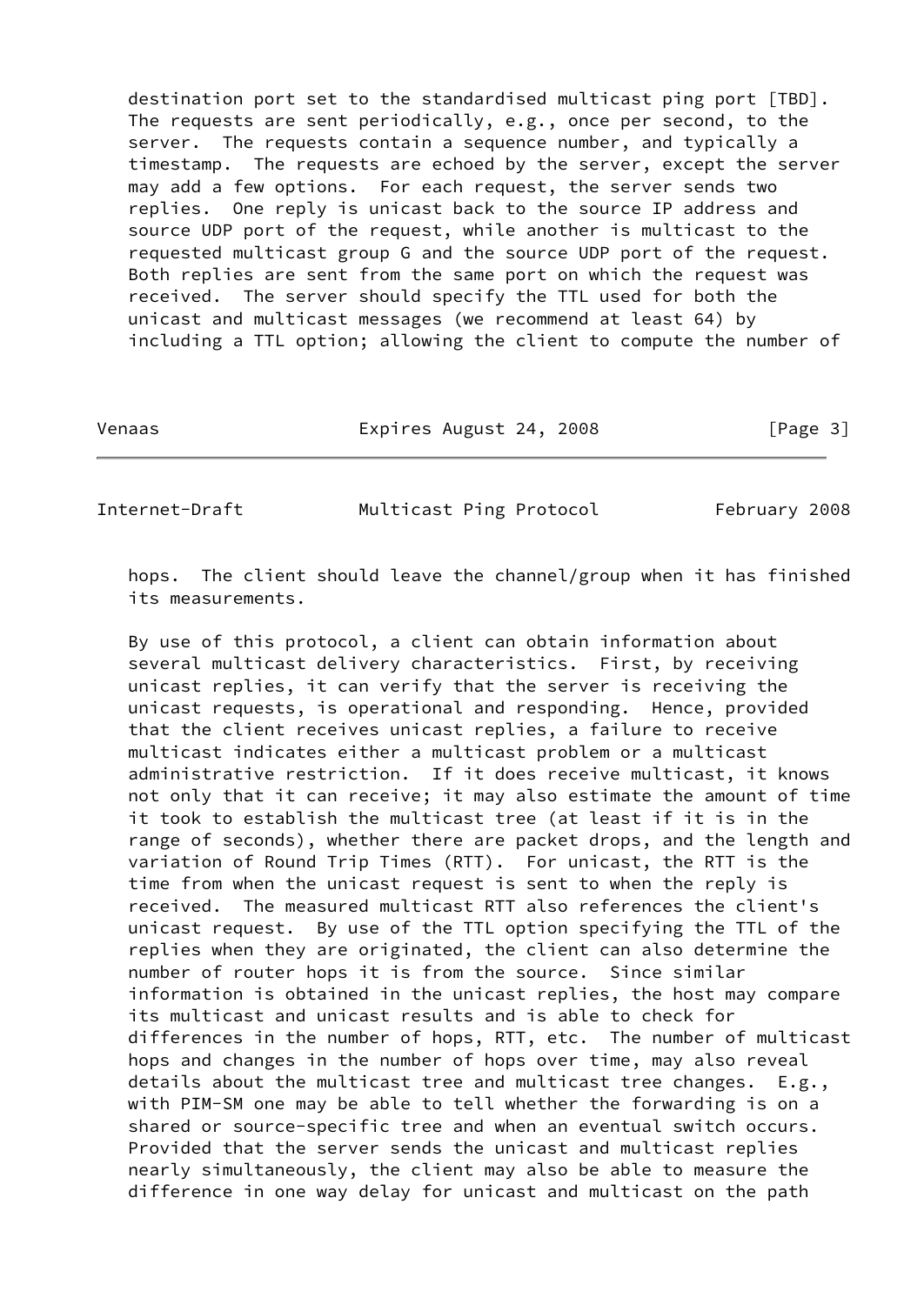destination port set to the standardised multicast ping port [TBD]. The requests are sent periodically, e.g., once per second, to the server. The requests contain a sequence number, and typically a timestamp. The requests are echoed by the server, except the server may add a few options. For each request, the server sends two replies. One reply is unicast back to the source IP address and source UDP port of the request, while another is multicast to the requested multicast group G and the source UDP port of the request. Both replies are sent from the same port on which the request was received. The server should specify the TTL used for both the unicast and multicast messages (we recommend at least 64) by including a TTL option; allowing the client to compute the number of hops. The client should leave the channel/group when it has finished its measurements.

By use of this protocol, a client can obtain information about several multicast delivery characteristics. First, by receiving unicast replies, it can verify that the server is receiving the unicast requests, is operational and responding. Hence, provided that the client receives unicast replies, a failure to receive multicast indicates either a multicast problem or a multicast administrative restriction. If it does receive multicast, it knows not only that it can receive; it may also estimate the amount of time it took to establish the multicast tree (at least if it is in the range of seconds), whether there are packet drops, and the length and variation of Round Trip Times (RTT). For unicast, the RTT is the time from when the unicast request is sent to when the reply is received. The measured multicast RTT also references the client's unicast request. By use of the TTL option specifying the TTL of the replies when they are originated, the client can also determine the number of router hops it is from the source. Since similar information is obtained in the unicast replies, the host may compare its multicast and unicast results and is able to check for differences in the number of hops, RTT, etc. The number of multicast hops and changes in the number of hops over time, may also reveal details about the multicast tree and multicast tree changes. E.g., with PIM-SM one may be able to tell whether the forwarding is on a shared or source-specific tree and when an eventual switch occurs. Provided that the server sends the unicast and multicast replies nearly simultaneously, the client may also be able to measure the difference in one way delay for unicast and multicast on the path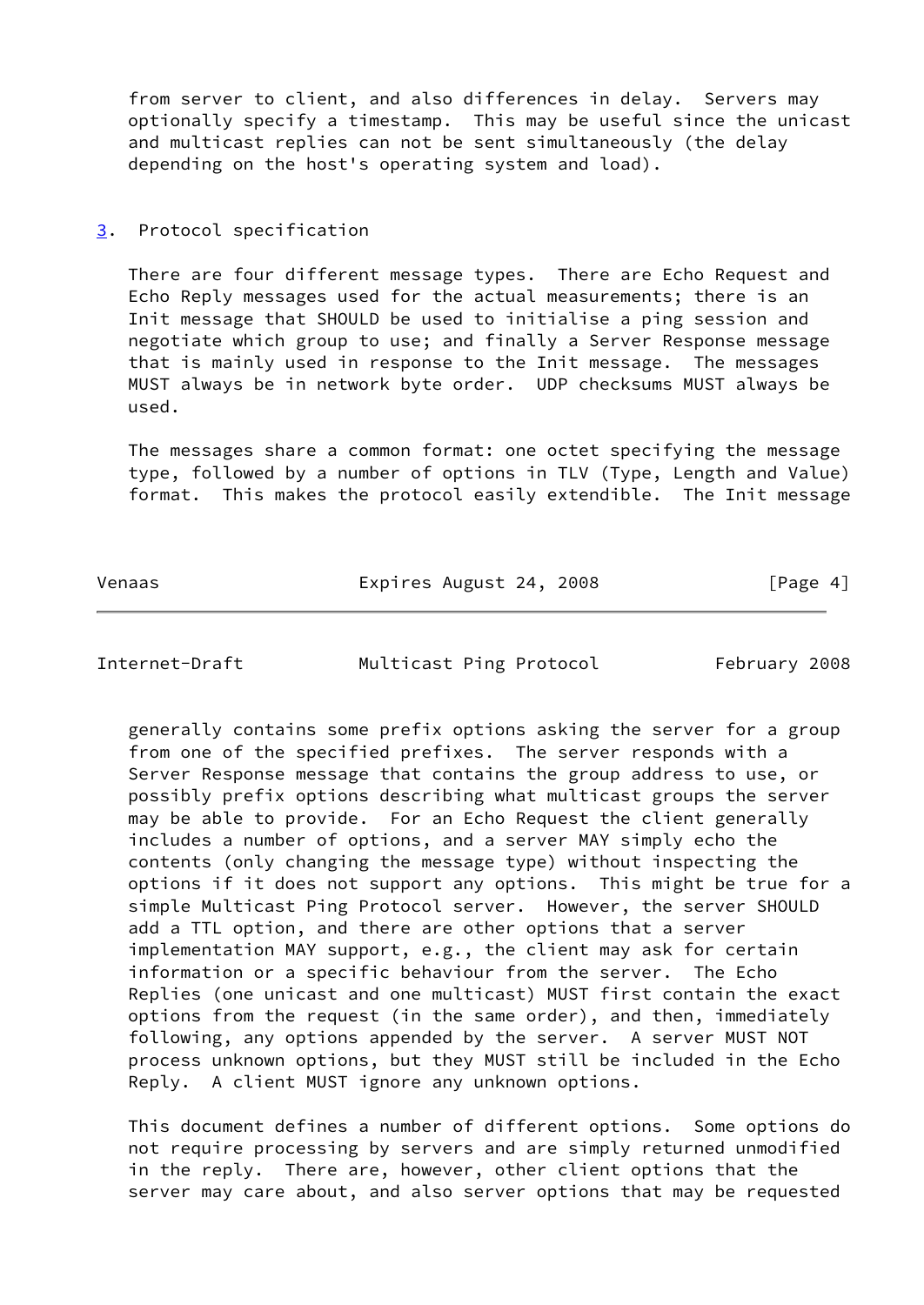from server to client, and also differences in delay. Servers may optionally specify a timestamp. This may be useful since the unicast and multicast replies can not be sent simultaneously (the delay depending on the host's operating system and load).

## 3. Protocol specification

There are four different message types. There are Echo Request and Echo Reply messages used for the actual measurements; there is an Init message that SHOULD be used to initialise a ping session and negotiate which group to use; and finally a Server Response message that is mainly used in response to the Init message. The messages MUST always be in network byte order. UDP checksums MUST always be used.

The messages share a common format: one octet specifying the message type, followed by a number of options in TLV (Type, Length and Value) format. This makes the protocol easily extendible. The Init message generally contains some prefix options asking the server for a group from one of the specified prefixes. The server responds with a Server Response message that contains the group address to use, or possibly prefix options describing what multicast groups the server may be able to provide. For an Echo Request the client generally includes a number of options, and a server MAY simply echo the contents (only changing the message type) without inspecting the options if it does not support any options. This might be true for a simple Multicast Ping Protocol server. However, the server SHOULD add a TTL option, and there are other options that a server implementation MAY support, e.g., the client may ask for certain information or a specific behaviour from the server. The Echo Replies (one unicast and one multicast) MUST first contain the exact options from the request (in the same order), and then, immediately following, any options appended by the server. A server MUST NOT process unknown options, but they MUST still be included in the Echo Reply. A client MUST ignore any unknown options.

This document defines a number of different options. Some options do not require processing by servers and are simply returned unmodified in the reply. There are, however, other client options that the server may care about, and also server options that may be requested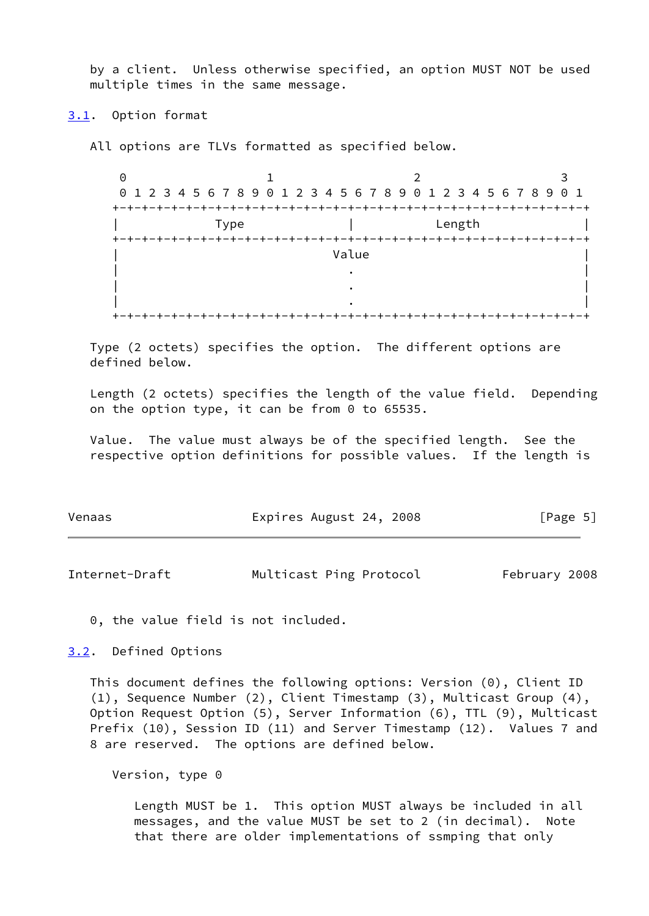by a client. Unless otherwise specified, an option MUST NOT be used multiple times in the same message.

### 3.1. Option format

All options are TLVs formatted as specified below.

```
 0                   1                   2                   3
 0 1 2 3 4 5 6 7 8 9 0 1 2 3 4 5 6 7 8 9 0 1 2 3 4 5 6 7 8 9 0 1
+-+-+-+-+-+-+-+-+-+-+-+-+-+-+-+-+-+-+-+-+-+-+-+-+-+-+-+-+-+-+-+-+
|             Type              |            Length             |
+-+-+-+-+-+-+-+-+-+-+-+-+-+-+-+-+-+-+-+-+-+-+-+-+-+-+-+-+-+-+-+-+
|                             Value                             |
|                               .                               |
|                               .                               |
|                               .                               |
+-+-+-+-+-+-+-+-+-+-+-+-+-+-+-+-+-+-+-+-+-+-+-+-+-+-+-+-+-+-+-+-+
```

Type (2 octets) specifies the option. The different options are defined below.

Length (2 octets) specifies the length of the value field. Depending on the option type, it can be from 0 to 65535.

Value. The value must always be of the specified length. See the respective option definitions for possible values. If the length is 0, the value field is not included.

### 3.2. Defined Options

This document defines the following options: Version (0), Client ID (1), Sequence Number (2), Client Timestamp (3), Multicast Group (4), Option Request Option (5), Server Information (6), TTL (9), Multicast Prefix (10), Session ID (11) and Server Timestamp (12). Values 7 and 8 are reserved. The options are defined below.

Version, type 0

Length MUST be 1. This option MUST always be included in all messages, and the value MUST be set to 2 (in decimal). Note that there are older implementations of ssmping that only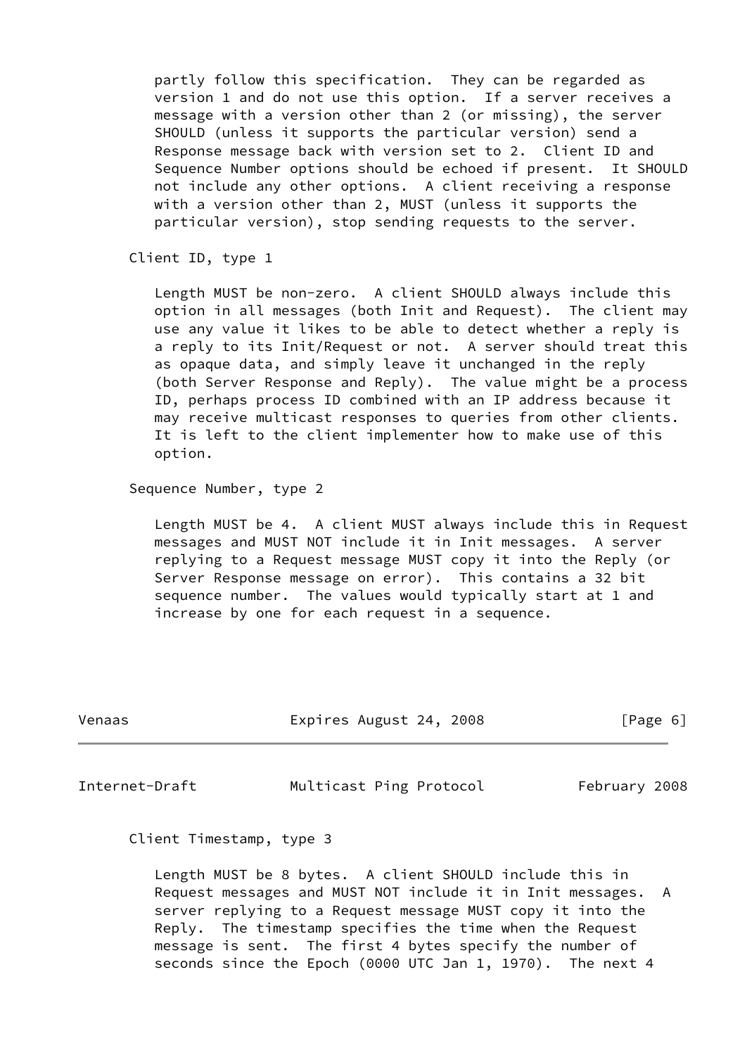partly follow this specification. They can be regarded as version 1 and do not use this option. If a server receives a message with a version other than 2 (or missing), the server SHOULD (unless it supports the particular version) send a Response message back with version set to 2. Client ID and Sequence Number options should be echoed if present. It SHOULD not include any other options. A client receiving a response with a version other than 2, MUST (unless it supports the particular version), stop sending requests to the server.

Client ID, type 1

Length MUST be non-zero. A client SHOULD always include this option in all messages (both Init and Request). The client may use any value it likes to be able to detect whether a reply is a reply to its Init/Request or not. A server should treat this as opaque data, and simply leave it unchanged in the reply (both Server Response and Reply). The value might be a process ID, perhaps process ID combined with an IP address because it may receive multicast responses to queries from other clients. It is left to the client implementer how to make use of this option.

Sequence Number, type 2

Length MUST be 4. A client MUST always include this in Request messages and MUST NOT include it in Init messages. A server replying to a Request message MUST copy it into the Reply (or Server Response message on error). This contains a 32 bit sequence number. The values would typically start at 1 and increase by one for each request in a sequence.

Client Timestamp, type 3

Length MUST be 8 bytes. A client SHOULD include this in Request messages and MUST NOT include it in Init messages. A server replying to a Request message MUST copy it into the Reply. The timestamp specifies the time when the Request message is sent. The first 4 bytes specify the number of seconds since the Epoch (0000 UTC Jan 1, 1970). The next 4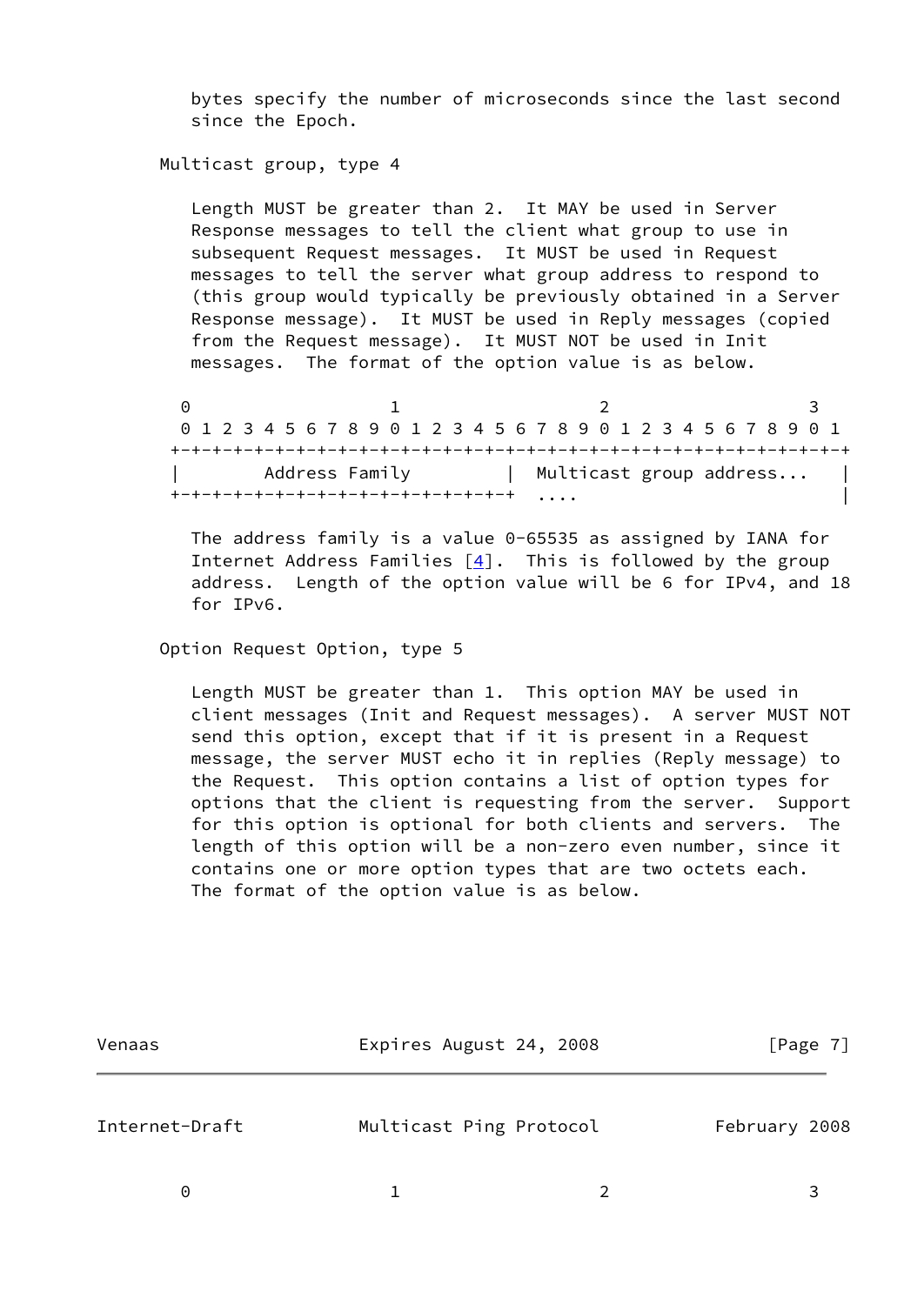bytes specify the number of microseconds since the last second since the Epoch.

Multicast group, type 4

Length MUST be greater than 2. It MAY be used in Server Response messages to tell the client what group to use in subsequent Request messages. It MUST be used in Request messages to tell the server what group address to respond to (this group would typically be previously obtained in a Server Response message). It MUST be used in Reply messages (copied from the Request message). It MUST NOT be used in Init messages. The format of the option value is as below.

```
 0                   1                   2                   3
 0 1 2 3 4 5 6 7 8 9 0 1 2 3 4 5 6 7 8 9 0 1 2 3 4 5 6 7 8 9 0 1
+-+-+-+-+-+-+-+-+-+-+-+-+-+-+-+-+-+-+-+-+-+-+-+-+-+-+-+-+-+-+-+-+
|        Address Family         |  Multicast group address...   |
+-+-+-+-+-+-+-+-+-+-+-+-+-+-+-+-+  ....                         |
```

The address family is a value 0-65535 as assigned by IANA for Internet Address Families [4]. This is followed by the group address. Length of the option value will be 6 for IPv4, and 18 for IPv6.

Option Request Option, type 5

Length MUST be greater than 1. This option MAY be used in client messages (Init and Request messages). A server MUST NOT send this option, except that if it is present in a Request message, the server MUST echo it in replies (Reply message) to the Request. This option contains a list of option types for options that the client is requesting from the server. Support for this option is optional for both clients and servers. The length of this option will be a non-zero even number, since it contains one or more option types that are two octets each. The format of the option value is as below.

```
 0                   1                   2                   3
```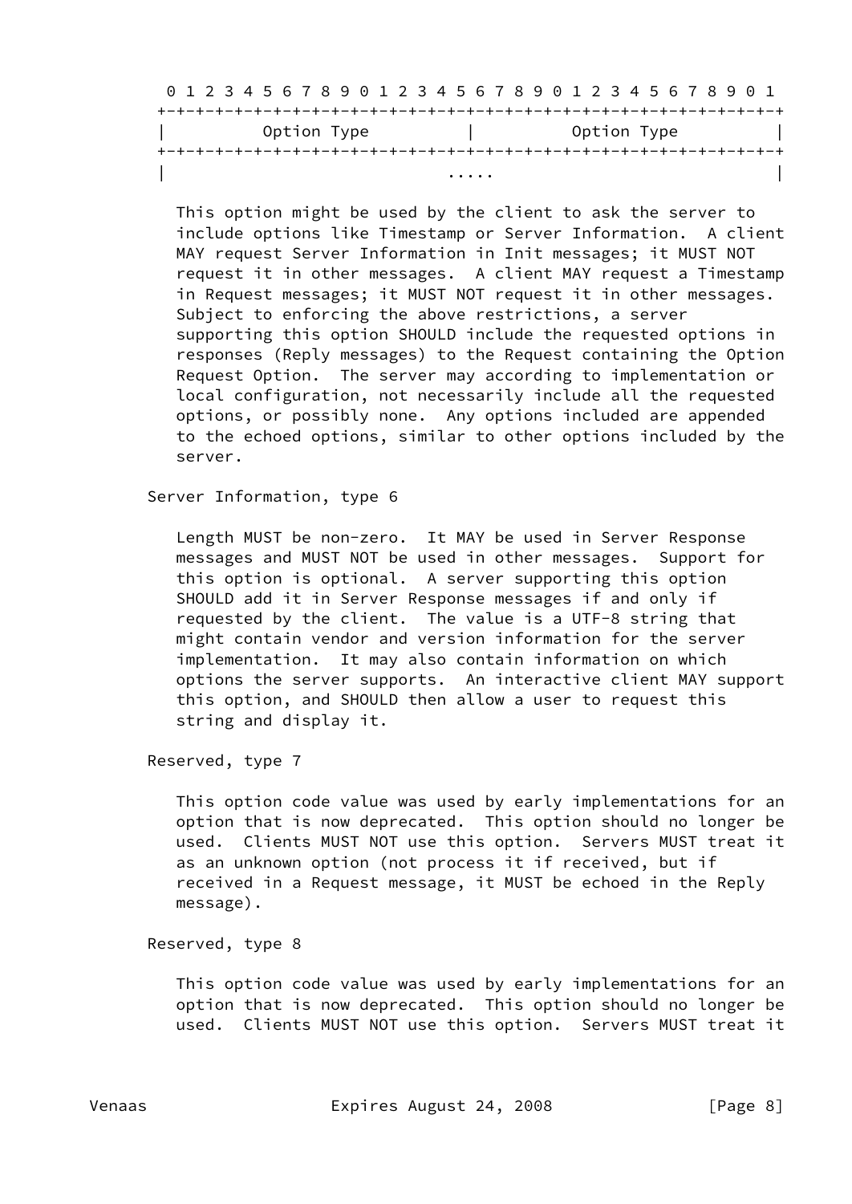```
 0 1 2 3 4 5 6 7 8 9 0 1 2 3 4 5 6 7 8 9 0 1 2 3 4 5 6 7 8 9 0 1
+-+-+-+-+-+-+-+-+-+-+-+-+-+-+-+-+-+-+-+-+-+-+-+-+-+-+-+-+-+-+-+-+
|          Option Type          |          Option Type          |
+-+-+-+-+-+-+-+-+-+-+-+-+-+-+-+-+-+-+-+-+-+-+-+-+-+-+-+-+-+-+-+-+
|                             .....                             |
```

This option might be used by the client to ask the server to include options like Timestamp or Server Information. A client MAY request Server Information in Init messages; it MUST NOT request it in other messages. A client MAY request a Timestamp in Request messages; it MUST NOT request it in other messages. Subject to enforcing the above restrictions, a server supporting this option SHOULD include the requested options in responses (Reply messages) to the Request containing the Option Request Option. The server may according to implementation or local configuration, not necessarily include all the requested options, or possibly none. Any options included are appended to the echoed options, similar to other options included by the server.

Server Information, type 6

Length MUST be non-zero. It MAY be used in Server Response messages and MUST NOT be used in other messages. Support for this option is optional. A server supporting this option SHOULD add it in Server Response messages if and only if requested by the client. The value is a UTF-8 string that might contain vendor and version information for the server implementation. It may also contain information on which options the server supports. An interactive client MAY support this option, and SHOULD then allow a user to request this string and display it.

Reserved, type 7

This option code value was used by early implementations for an option that is now deprecated. This option should no longer be used. Clients MUST NOT use this option. Servers MUST treat it as an unknown option (not process it if received, but if received in a Request message, it MUST be echoed in the Reply message).

Reserved, type 8

This option code value was used by early implementations for an option that is now deprecated. This option should no longer be used. Clients MUST NOT use this option. Servers MUST treat it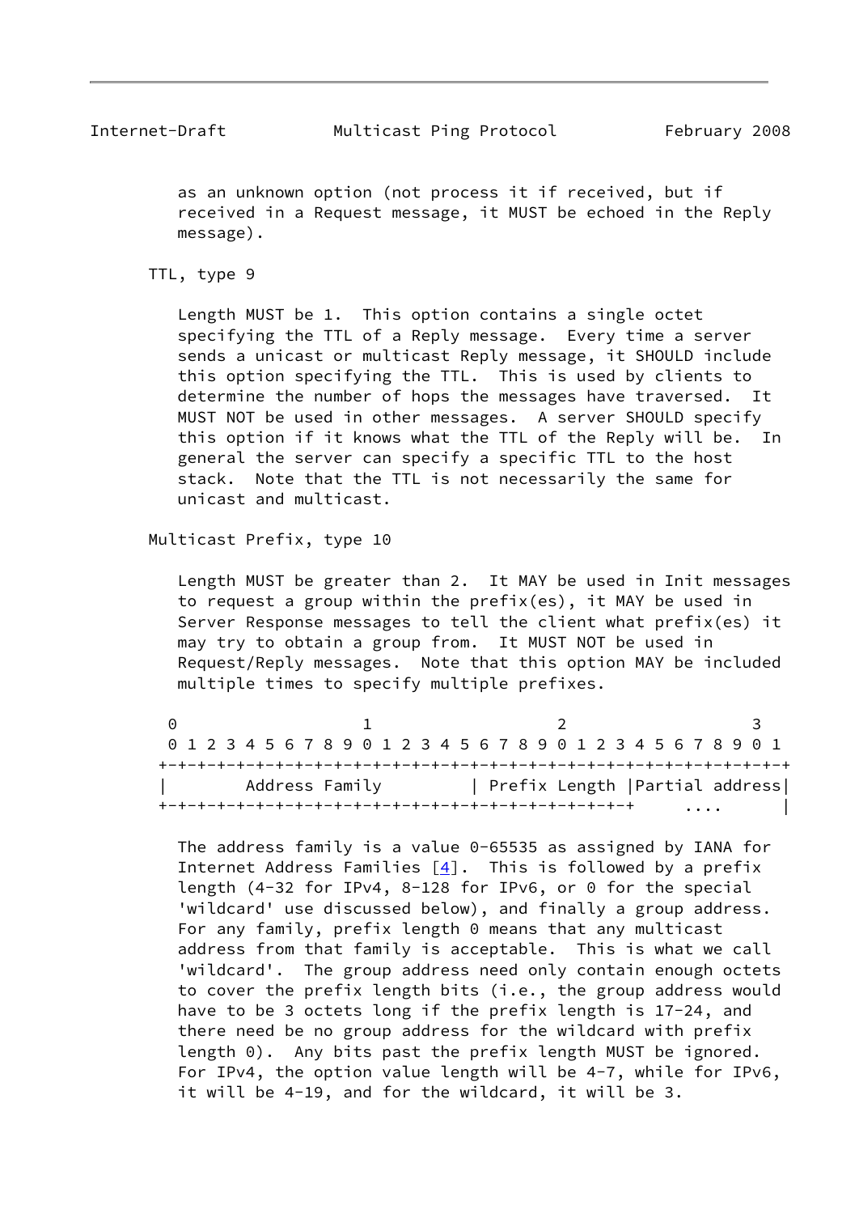as an unknown option (not process it if received, but if received in a Request message, it MUST be echoed in the Reply message).

TTL, type 9

Length MUST be 1. This option contains a single octet specifying the TTL of a Reply message. Every time a server sends a unicast or multicast Reply message, it SHOULD include this option specifying the TTL. This is used by clients to determine the number of hops the messages have traversed. It MUST NOT be used in other messages. A server SHOULD specify this option if it knows what the TTL of the Reply will be. In general the server can specify a specific TTL to the host stack. Note that the TTL is not necessarily the same for unicast and multicast.

Multicast Prefix, type 10

Length MUST be greater than 2. It MAY be used in Init messages to request a group within the prefix(es), it MAY be used in Server Response messages to tell the client what prefix(es) it may try to obtain a group from. It MUST NOT be used in Request/Reply messages. Note that this option MAY be included multiple times to specify multiple prefixes.

```
 0                   1                   2                   3
 0 1 2 3 4 5 6 7 8 9 0 1 2 3 4 5 6 7 8 9 0 1 2 3 4 5 6 7 8 9 0 1
+-+-+-+-+-+-+-+-+-+-+-+-+-+-+-+-+-+-+-+-+-+-+-+-+-+-+-+-+-+-+-+-+
|        Address Family         | Prefix Length |Partial address|
+-+-+-+-+-+-+-+-+-+-+-+-+-+-+-+-+-+-+-+-+-+-+-+-+     ....      |
```

The address family is a value 0-65535 as assigned by IANA for Internet Address Families [4]. This is followed by a prefix length (4-32 for IPv4, 8-128 for IPv6, or 0 for the special 'wildcard' use discussed below), and finally a group address. For any family, prefix length 0 means that any multicast address from that family is acceptable. This is what we call 'wildcard'. The group address need only contain enough octets to cover the prefix length bits (i.e., the group address would have to be 3 octets long if the prefix length is 17-24, and there need be no group address for the wildcard with prefix length 0). Any bits past the prefix length MUST be ignored. For IPv4, the option value length will be 4-7, while for IPv6, it will be 4-19, and for the wildcard, it will be 3.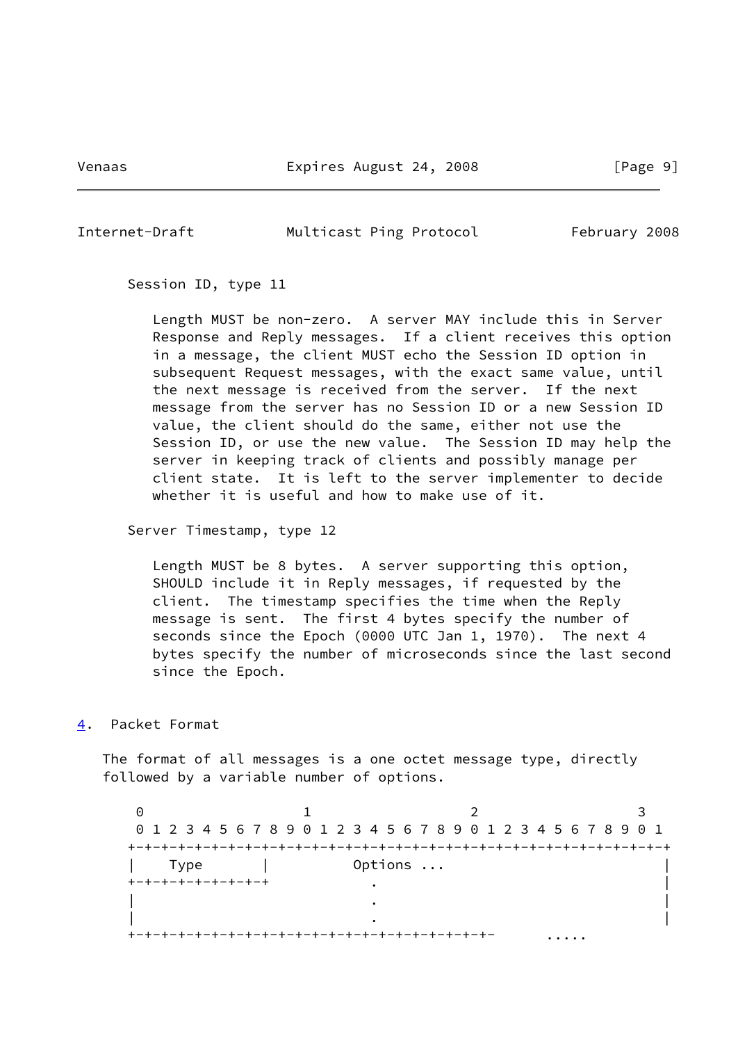Session ID, type 11

Length MUST be non-zero. A server MAY include this in Server Response and Reply messages. If a client receives this option in a message, the client MUST echo the Session ID option in subsequent Request messages, with the exact same value, until the next message is received from the server. If the next message from the server has no Session ID or a new Session ID value, the client should do the same, either not use the Session ID, or use the new value. The Session ID may help the server in keeping track of clients and possibly manage per client state. It is left to the server implementer to decide whether it is useful and how to make use of it.

Server Timestamp, type 12

Length MUST be 8 bytes. A server supporting this option, SHOULD include it in Reply messages, if requested by the client. The timestamp specifies the time when the Reply message is sent. The first 4 bytes specify the number of seconds since the Epoch (0000 UTC Jan 1, 1970). The next 4 bytes specify the number of microseconds since the last second since the Epoch.

## 4. Packet Format

The format of all messages is a one octet message type, directly followed by a variable number of options.

```
 0                   1                   2                   3
 0 1 2 3 4 5 6 7 8 9 0 1 2 3 4 5 6 7 8 9 0 1 2 3 4 5 6 7 8 9 0 1
+-+-+-+-+-+-+-+-+-+-+-+-+-+-+-+-+-+-+-+-+-+-+-+-+-+-+-+-+-+-+-+-+
|    Type       |          Options ...                          |
+-+-+-+-+-+-+-+-+            .                                  |
|                            .                                  |
|                            .                                  |
+-+-+-+-+-+-+-+-+-+-+-+-+-+-+-+-+-+-+-+-+-+-+-       .....
```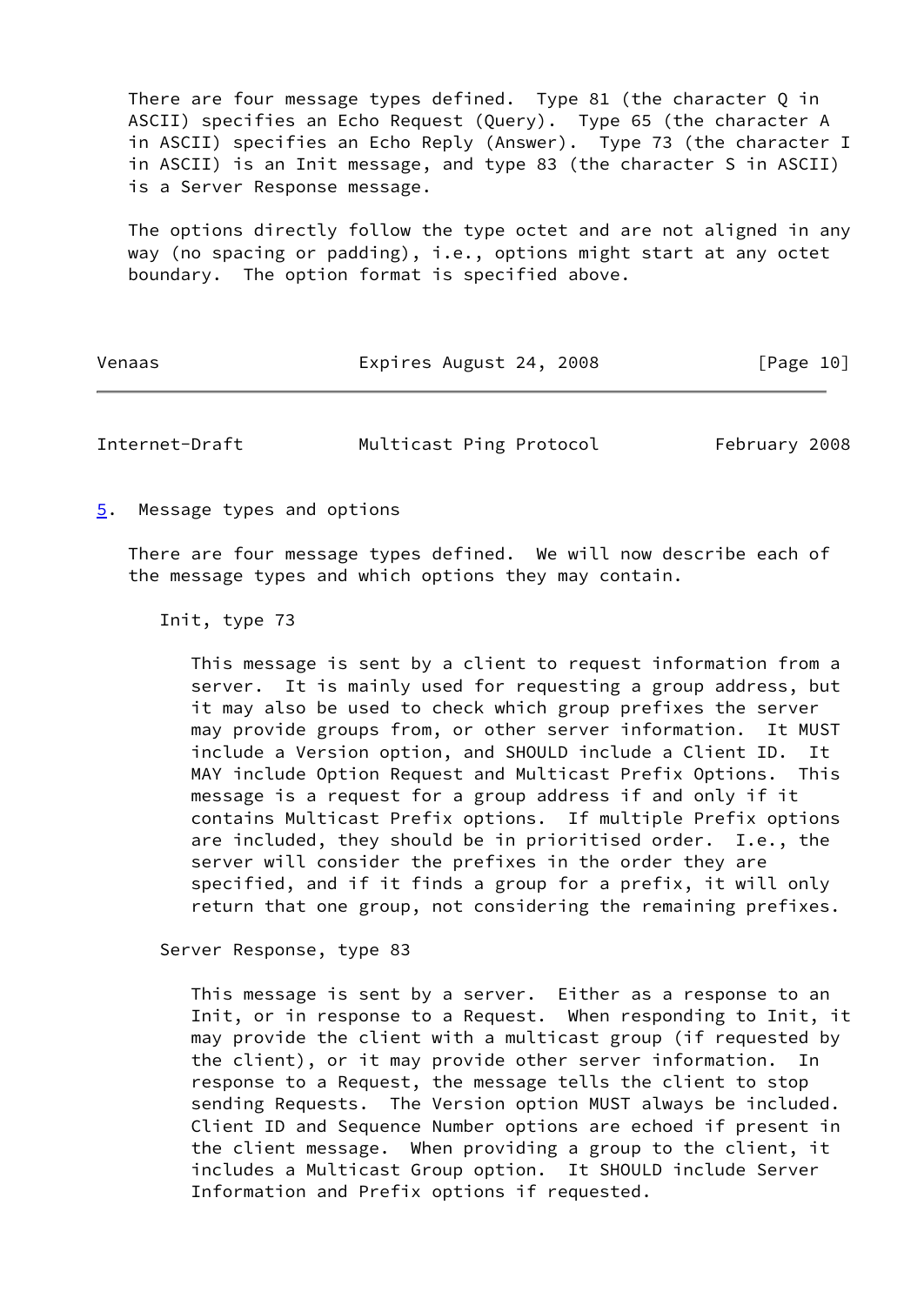There are four message types defined. Type 81 (the character Q in ASCII) specifies an Echo Request (Query). Type 65 (the character A in ASCII) specifies an Echo Reply (Answer). Type 73 (the character I in ASCII) is an Init message, and type 83 (the character S in ASCII) is a Server Response message.

The options directly follow the type octet and are not aligned in any way (no spacing or padding), i.e., options might start at any octet boundary. The option format is specified above.

## 5. Message types and options

There are four message types defined. We will now describe each of the message types and which options they may contain.

Init, type 73

This message is sent by a client to request information from a server. It is mainly used for requesting a group address, but it may also be used to check which group prefixes the server may provide groups from, or other server information. It MUST include a Version option, and SHOULD include a Client ID. It MAY include Option Request and Multicast Prefix Options. This message is a request for a group address if and only if it contains Multicast Prefix options. If multiple Prefix options are included, they should be in prioritised order. I.e., the server will consider the prefixes in the order they are specified, and if it finds a group for a prefix, it will only return that one group, not considering the remaining prefixes.

Server Response, type 83

This message is sent by a server. Either as a response to an Init, or in response to a Request. When responding to Init, it may provide the client with a multicast group (if requested by the client), or it may provide other server information. In response to a Request, the message tells the client to stop sending Requests. The Version option MUST always be included. Client ID and Sequence Number options are echoed if present in the client message. When providing a group to the client, it includes a Multicast Group option. It SHOULD include Server Information and Prefix options if requested.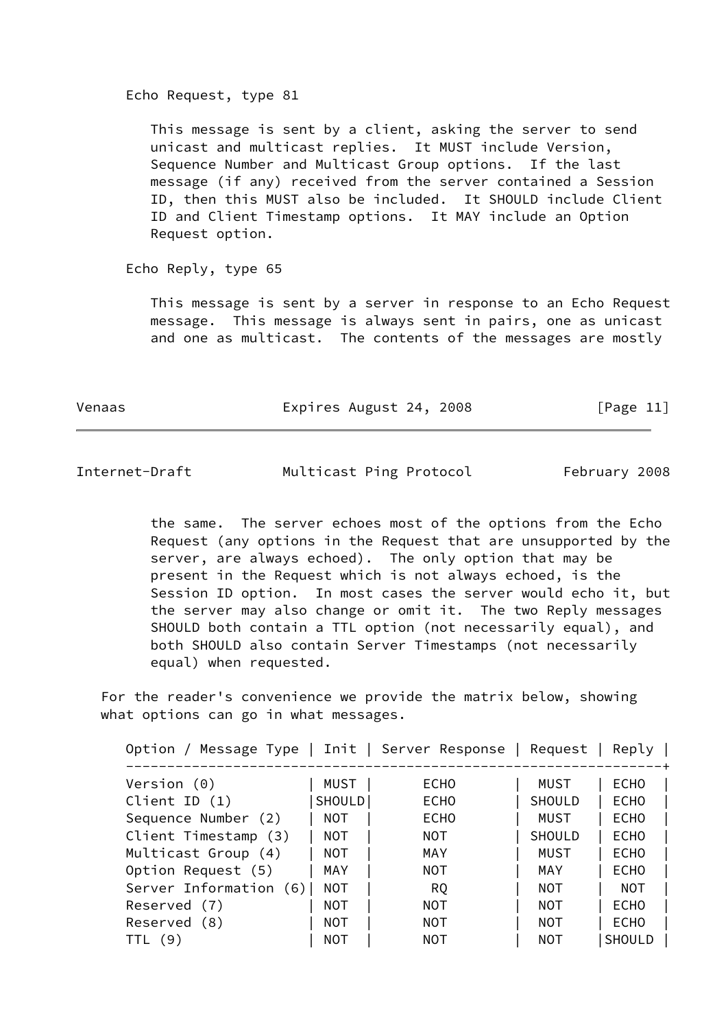Echo Request, type 81

This message is sent by a client, asking the server to send unicast and multicast replies. It MUST include Version, Sequence Number and Multicast Group options. If the last message (if any) received from the server contained a Session ID, then this MUST also be included. It SHOULD include Client ID and Client Timestamp options. It MAY include an Option Request option.

Echo Reply, type 65

This message is sent by a server in response to an Echo Request message. This message is always sent in pairs, one as unicast and one as multicast. The contents of the messages are mostly the same. The server echoes most of the options from the Echo Request (any options in the Request that are unsupported by the server, are always echoed). The only option that may be present in the Request which is not always echoed, is the Session ID option. In most cases the server would echo it, but the server may also change or omit it. The two Reply messages SHOULD both contain a TTL option (not necessarily equal), and both SHOULD also contain Server Timestamps (not necessarily equal) when requested.

For the reader's convenience we provide the matrix below, showing what options can go in what messages.

| Option / Message Type | Init | Server Response | Request | Reply |
|---|---|---|---|---|
| Version (0) | MUST | ECHO | MUST | ECHO |
| Client ID (1) | SHOULD | ECHO | SHOULD | ECHO |
| Sequence Number (2) | NOT | ECHO | MUST | ECHO |
| Client Timestamp (3) | NOT | NOT | SHOULD | ECHO |
| Multicast Group (4) | NOT | MAY | MUST | ECHO |
| Option Request (5) | MAY | NOT | MAY | ECHO |
| Server Information (6) | NOT | RQ | NOT | NOT |
| Reserved (7) | NOT | NOT | NOT | ECHO |
| Reserved (8) | NOT | NOT | NOT | ECHO |
| TTL (9) | NOT | NOT | NOT | SHOULD |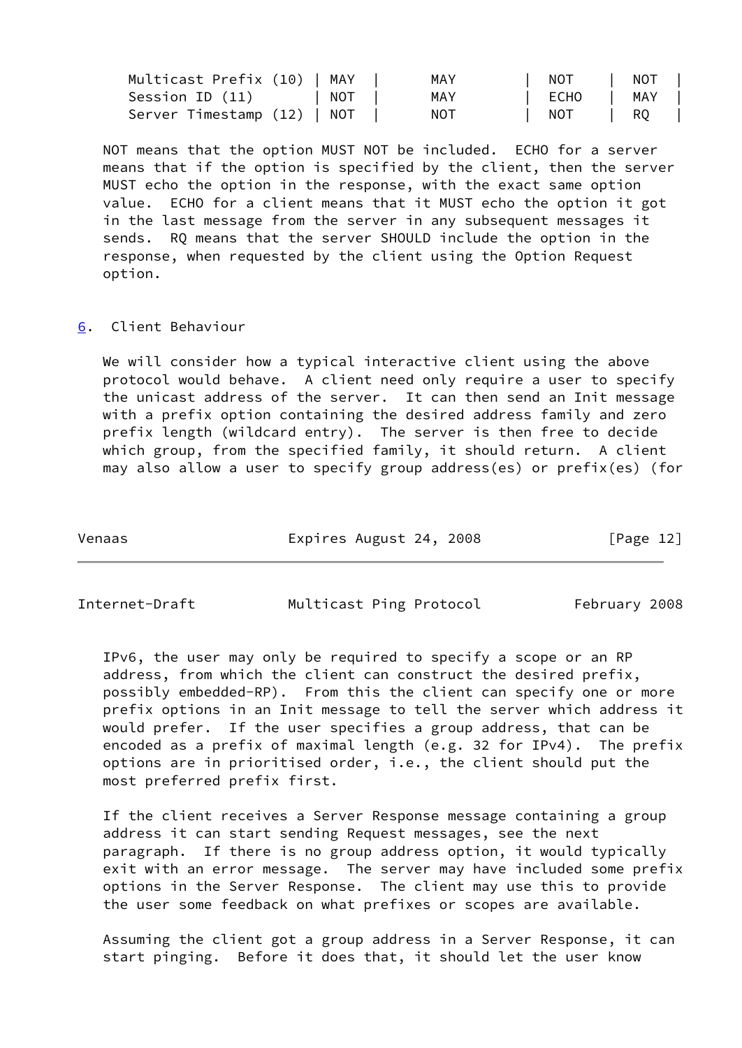| | | | | |
|---|---|---|---|---|
| Multicast Prefix (10) | MAY | MAY | NOT | NOT |
| Session ID (11) | NOT | MAY | ECHO | MAY |
| Server Timestamp (12) | NOT | NOT | NOT | RQ |

NOT means that the option MUST NOT be included. ECHO for a server means that if the option is specified by the client, then the server MUST echo the option in the response, with the exact same option value. ECHO for a client means that it MUST echo the option it got in the last message from the server in any subsequent messages it sends. RQ means that the server SHOULD include the option in the response, when requested by the client using the Option Request option.

## 6. Client Behaviour

We will consider how a typical interactive client using the above protocol would behave. A client need only require a user to specify the unicast address of the server. It can then send an Init message with a prefix option containing the desired address family and zero prefix length (wildcard entry). The server is then free to decide which group, from the specified family, it should return. A client may also allow a user to specify group address(es) or prefix(es) (for IPv6, the user may only be required to specify a scope or an RP address, from which the client can construct the desired prefix, possibly embedded-RP). From this the client can specify one or more prefix options in an Init message to tell the server which address it would prefer. If the user specifies a group address, that can be encoded as a prefix of maximal length (e.g. 32 for IPv4). The prefix options are in prioritised order, i.e., the client should put the most preferred prefix first.

If the client receives a Server Response message containing a group address it can start sending Request messages, see the next paragraph. If there is no group address option, it would typically exit with an error message. The server may have included some prefix options in the Server Response. The client may use this to provide the user some feedback on what prefixes or scopes are available.

Assuming the client got a group address in a Server Response, it can start pinging. Before it does that, it should let the user know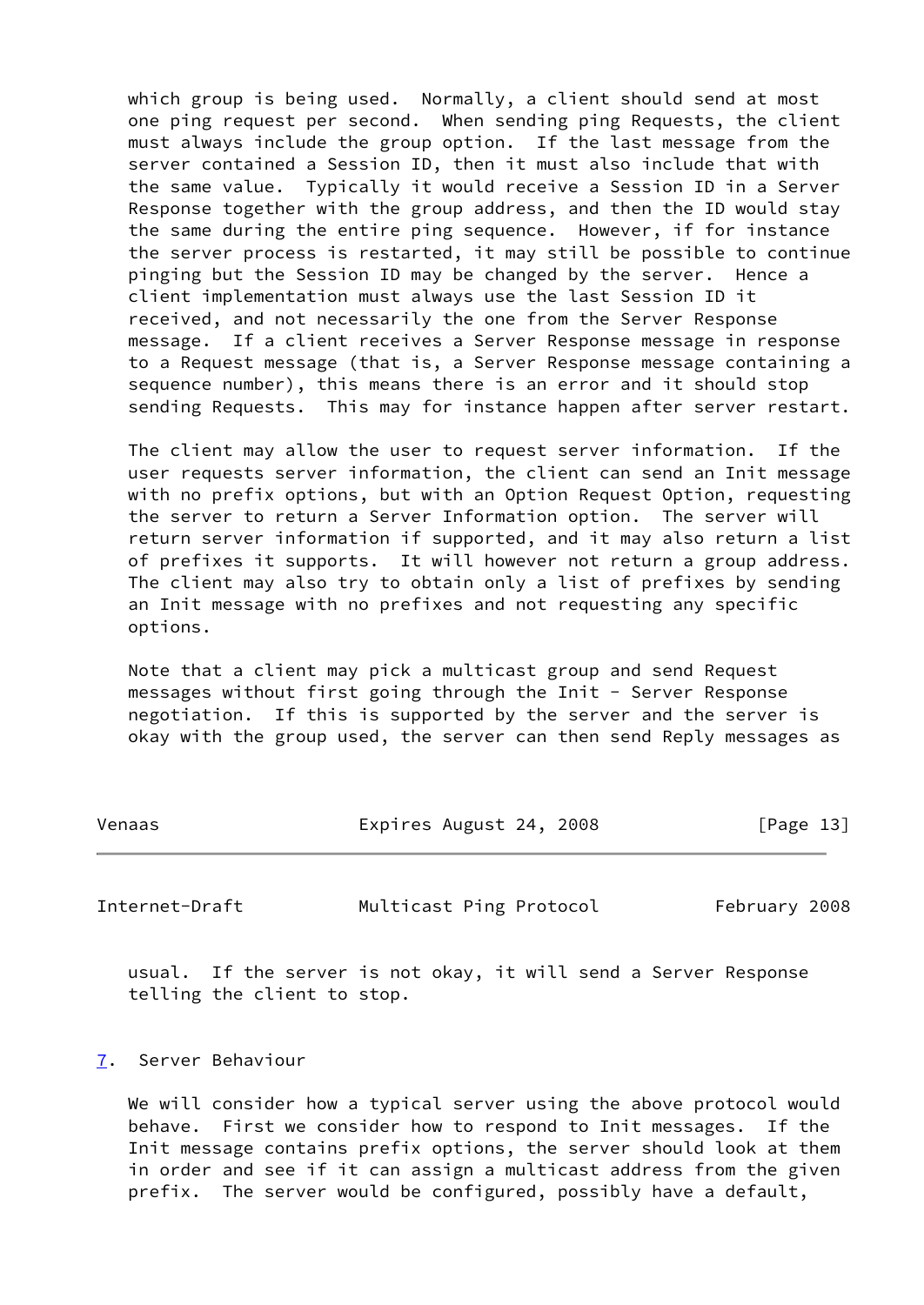which group is being used. Normally, a client should send at most one ping request per second. When sending ping Requests, the client must always include the group option. If the last message from the server contained a Session ID, then it must also include that with the same value. Typically it would receive a Session ID in a Server Response together with the group address, and then the ID would stay the same during the entire ping sequence. However, if for instance the server process is restarted, it may still be possible to continue pinging but the Session ID may be changed by the server. Hence a client implementation must always use the last Session ID it received, and not necessarily the one from the Server Response message. If a client receives a Server Response message in response to a Request message (that is, a Server Response message containing a sequence number), this means there is an error and it should stop sending Requests. This may for instance happen after server restart.

The client may allow the user to request server information. If the user requests server information, the client can send an Init message with no prefix options, but with an Option Request Option, requesting the server to return a Server Information option. The server will return server information if supported, and it may also return a list of prefixes it supports. It will however not return a group address. The client may also try to obtain only a list of prefixes by sending an Init message with no prefixes and not requesting any specific options.

Note that a client may pick a multicast group and send Request messages without first going through the Init - Server Response negotiation. If this is supported by the server and the server is okay with the group used, the server can then send Reply messages as usual. If the server is not okay, it will send a Server Response telling the client to stop.

## 7. Server Behaviour

We will consider how a typical server using the above protocol would behave. First we consider how to respond to Init messages. If the Init message contains prefix options, the server should look at them in order and see if it can assign a multicast address from the given prefix. The server would be configured, possibly have a default,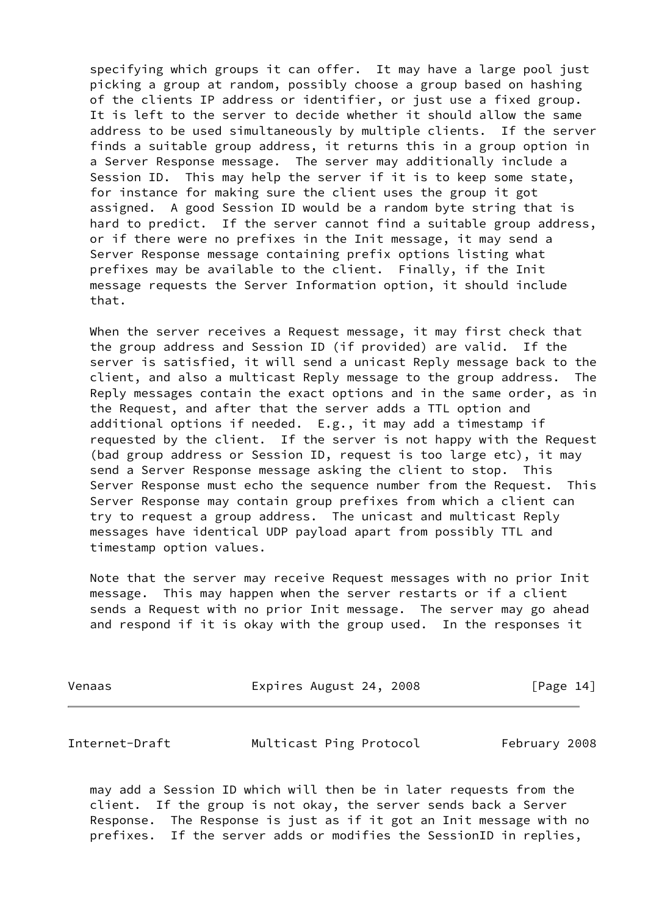specifying which groups it can offer. It may have a large pool just picking a group at random, possibly choose a group based on hashing of the clients IP address or identifier, or just use a fixed group. It is left to the server to decide whether it should allow the same address to be used simultaneously by multiple clients. If the server finds a suitable group address, it returns this in a group option in a Server Response message. The server may additionally include a Session ID. This may help the server if it is to keep some state, for instance for making sure the client uses the group it got assigned. A good Session ID would be a random byte string that is hard to predict. If the server cannot find a suitable group address, or if there were no prefixes in the Init message, it may send a Server Response message containing prefix options listing what prefixes may be available to the client. Finally, if the Init message requests the Server Information option, it should include that.

When the server receives a Request message, it may first check that the group address and Session ID (if provided) are valid. If the server is satisfied, it will send a unicast Reply message back to the client, and also a multicast Reply message to the group address. The Reply messages contain the exact options and in the same order, as in the Request, and after that the server adds a TTL option and additional options if needed. E.g., it may add a timestamp if requested by the client. If the server is not happy with the Request (bad group address or Session ID, request is too large etc), it may send a Server Response message asking the client to stop. This Server Response must echo the sequence number from the Request. This Server Response may contain group prefixes from which a client can try to request a group address. The unicast and multicast Reply messages have identical UDP payload apart from possibly TTL and timestamp option values.

Note that the server may receive Request messages with no prior Init message. This may happen when the server restarts or if a client sends a Request with no prior Init message. The server may go ahead and respond if it is okay with the group used. In the responses it may add a Session ID which will then be in later requests from the client. If the group is not okay, the server sends back a Server Response. The Response is just as if it got an Init message with no prefixes. If the server adds or modifies the SessionID in replies,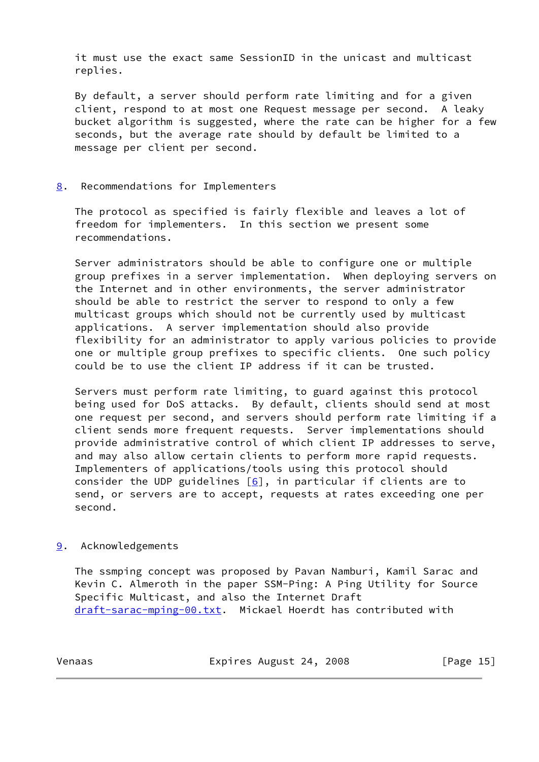it must use the exact same SessionID in the unicast and multicast replies.

By default, a server should perform rate limiting and for a given client, respond to at most one Request message per second. A leaky bucket algorithm is suggested, where the rate can be higher for a few seconds, but the average rate should by default be limited to a message per client per second.

## 8. Recommendations for Implementers

The protocol as specified is fairly flexible and leaves a lot of freedom for implementers. In this section we present some recommendations.

Server administrators should be able to configure one or multiple group prefixes in a server implementation. When deploying servers on the Internet and in other environments, the server administrator should be able to restrict the server to respond to only a few multicast groups which should not be currently used by multicast applications. A server implementation should also provide flexibility for an administrator to apply various policies to provide one or multiple group prefixes to specific clients. One such policy could be to use the client IP address if it can be trusted.

Servers must perform rate limiting, to guard against this protocol being used for DoS attacks. By default, clients should send at most one request per second, and servers should perform rate limiting if a client sends more frequent requests. Server implementations should provide administrative control of which client IP addresses to serve, and may also allow certain clients to perform more rapid requests. Implementers of applications/tools using this protocol should consider the UDP guidelines [6], in particular if clients are to send, or servers are to accept, requests at rates exceeding one per second.

## 9. Acknowledgements

The ssmping concept was proposed by Pavan Namburi, Kamil Sarac and Kevin C. Almeroth in the paper SSM-Ping: A Ping Utility for Source Specific Multicast, and also the Internet Draft draft-sarac-mping-00.txt. Mickael Hoerdt has contributed with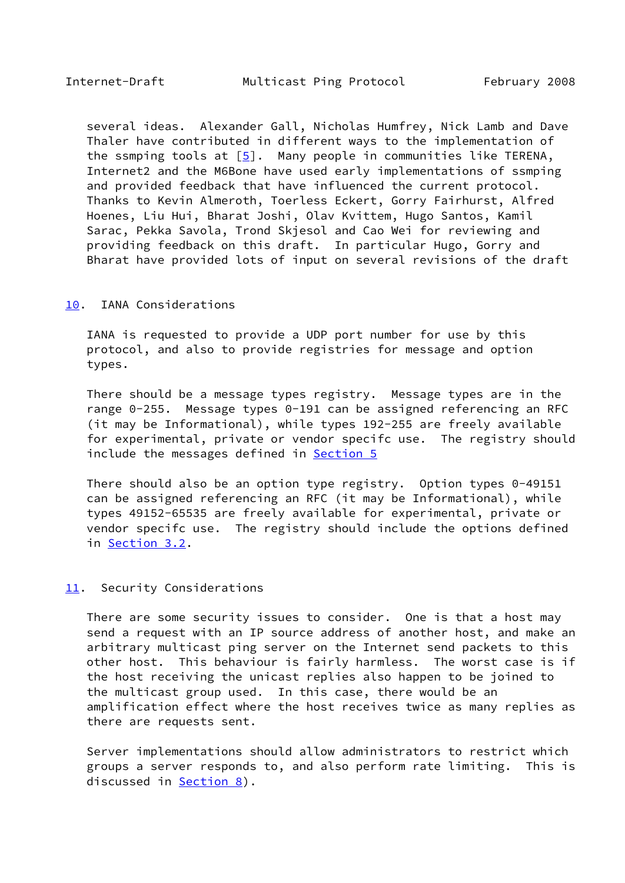several ideas. Alexander Gall, Nicholas Humfrey, Nick Lamb and Dave Thaler have contributed in different ways to the implementation of the ssmping tools at [5]. Many people in communities like TERENA, Internet2 and the M6Bone have used early implementations of ssmping and provided feedback that have influenced the current protocol. Thanks to Kevin Almeroth, Toerless Eckert, Gorry Fairhurst, Alfred Hoenes, Liu Hui, Bharat Joshi, Olav Kvittem, Hugo Santos, Kamil Sarac, Pekka Savola, Trond Skjesol and Cao Wei for reviewing and providing feedback on this draft. In particular Hugo, Gorry and Bharat have provided lots of input on several revisions of the draft

## 10. IANA Considerations

IANA is requested to provide a UDP port number for use by this protocol, and also to provide registries for message and option types.

There should be a message types registry. Message types are in the range 0-255. Message types 0-191 can be assigned referencing an RFC (it may be Informational), while types 192-255 are freely available for experimental, private or vendor specifc use. The registry should include the messages defined in Section 5

There should also be an option type registry. Option types 0-49151 can be assigned referencing an RFC (it may be Informational), while types 49152-65535 are freely available for experimental, private or vendor specifc use. The registry should include the options defined in Section 3.2.

## 11. Security Considerations

There are some security issues to consider. One is that a host may send a request with an IP source address of another host, and make an arbitrary multicast ping server on the Internet send packets to this other host. This behaviour is fairly harmless. The worst case is if the host receiving the unicast replies also happen to be joined to the multicast group used. In this case, there would be an amplification effect where the host receives twice as many replies as there are requests sent.

Server implementations should allow administrators to restrict which groups a server responds to, and also perform rate limiting. This is discussed in Section 8).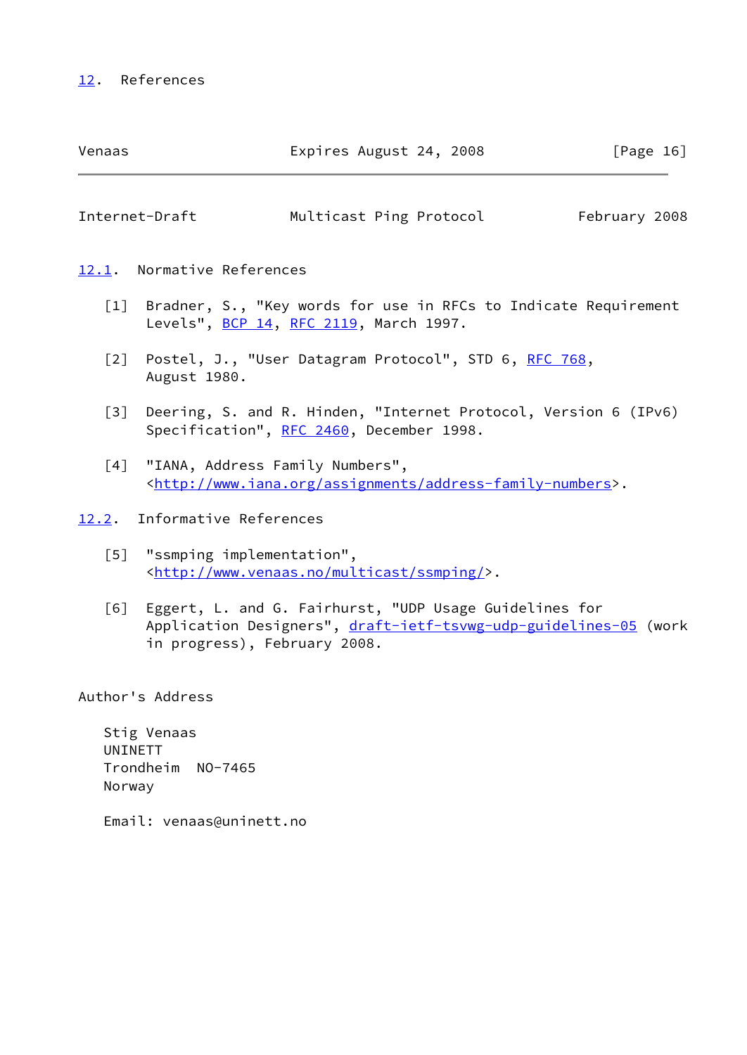## 12. References

### 12.1. Normative References

[1] Bradner, S., "Key words for use in RFCs to Indicate Requirement Levels", BCP 14, RFC 2119, March 1997.

[2] Postel, J., "User Datagram Protocol", STD 6, RFC 768, August 1980.

[3] Deering, S. and R. Hinden, "Internet Protocol, Version 6 (IPv6) Specification", RFC 2460, December 1998.

[4] "IANA, Address Family Numbers", <http://www.iana.org/assignments/address-family-numbers>.

### 12.2. Informative References

[5] "ssmping implementation", <http://www.venaas.no/multicast/ssmping/>.

[6] Eggert, L. and G. Fairhurst, "UDP Usage Guidelines for Application Designers", draft-ietf-tsvwg-udp-guidelines-05 (work in progress), February 2008.

## Author's Address

Stig Venaas
UNINETT
Trondheim  NO-7465
Norway

Email: venaas@uninett.no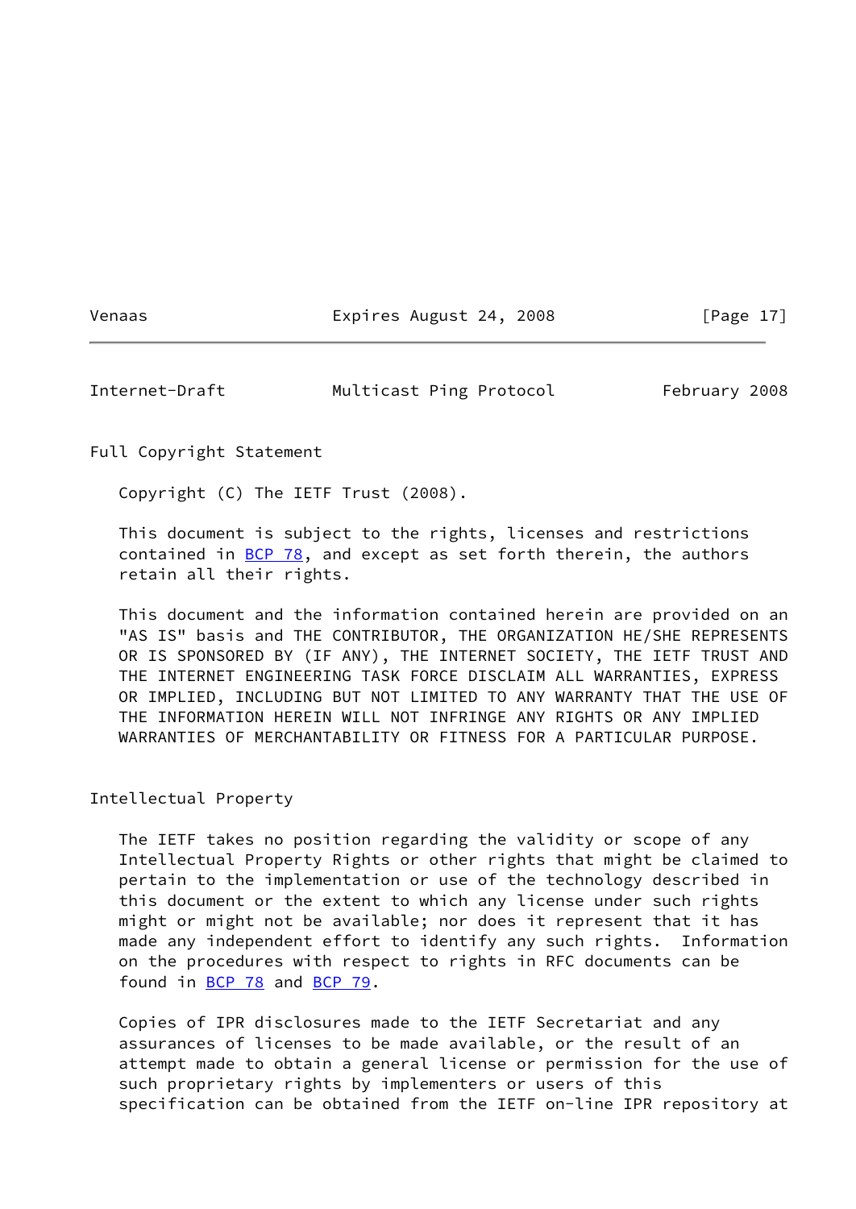## Full Copyright Statement

Copyright (C) The IETF Trust (2008).

This document is subject to the rights, licenses and restrictions contained in BCP 78, and except as set forth therein, the authors retain all their rights.

This document and the information contained herein are provided on an "AS IS" basis and THE CONTRIBUTOR, THE ORGANIZATION HE/SHE REPRESENTS OR IS SPONSORED BY (IF ANY), THE INTERNET SOCIETY, THE IETF TRUST AND THE INTERNET ENGINEERING TASK FORCE DISCLAIM ALL WARRANTIES, EXPRESS OR IMPLIED, INCLUDING BUT NOT LIMITED TO ANY WARRANTY THAT THE USE OF THE INFORMATION HEREIN WILL NOT INFRINGE ANY RIGHTS OR ANY IMPLIED WARRANTIES OF MERCHANTABILITY OR FITNESS FOR A PARTICULAR PURPOSE.

## Intellectual Property

The IETF takes no position regarding the validity or scope of any Intellectual Property Rights or other rights that might be claimed to pertain to the implementation or use of the technology described in this document or the extent to which any license under such rights might or might not be available; nor does it represent that it has made any independent effort to identify any such rights. Information on the procedures with respect to rights in RFC documents can be found in BCP 78 and BCP 79.

Copies of IPR disclosures made to the IETF Secretariat and any assurances of licenses to be made available, or the result of an attempt made to obtain a general license or permission for the use of such proprietary rights by implementers or users of this specification can be obtained from the IETF on-line IPR repository at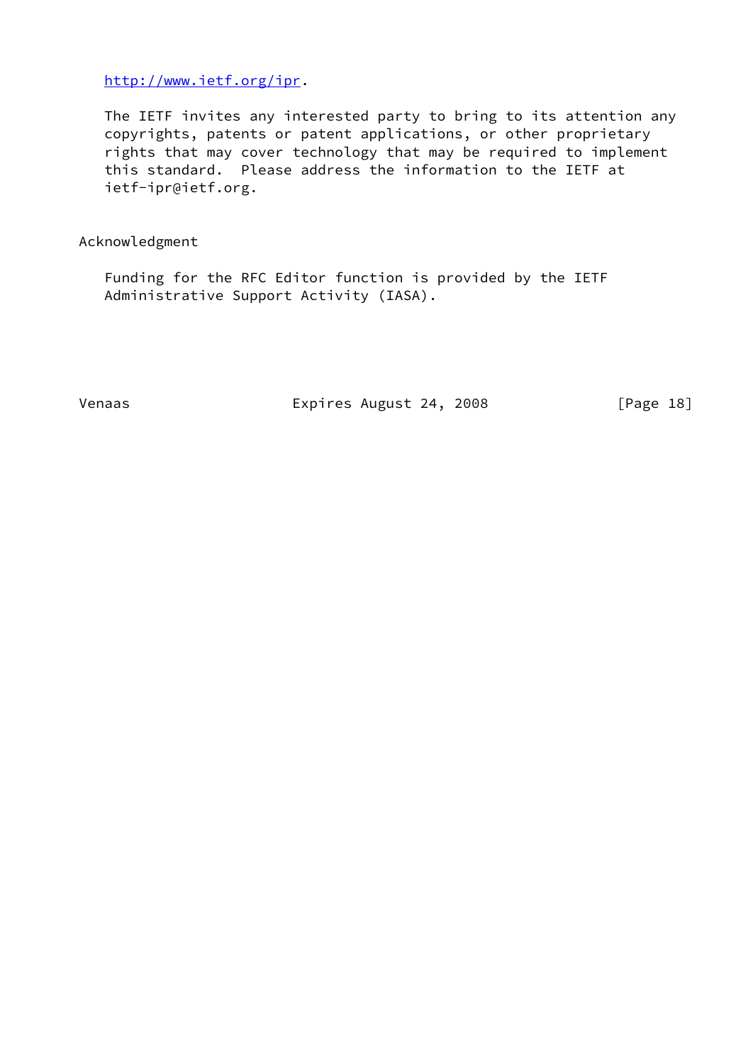http://www.ietf.org/ipr.

The IETF invites any interested party to bring to its attention any copyrights, patents or patent applications, or other proprietary rights that may cover technology that may be required to implement this standard. Please address the information to the IETF at ietf-ipr@ietf.org.

## Acknowledgment

Funding for the RFC Editor function is provided by the IETF Administrative Support Activity (IASA).